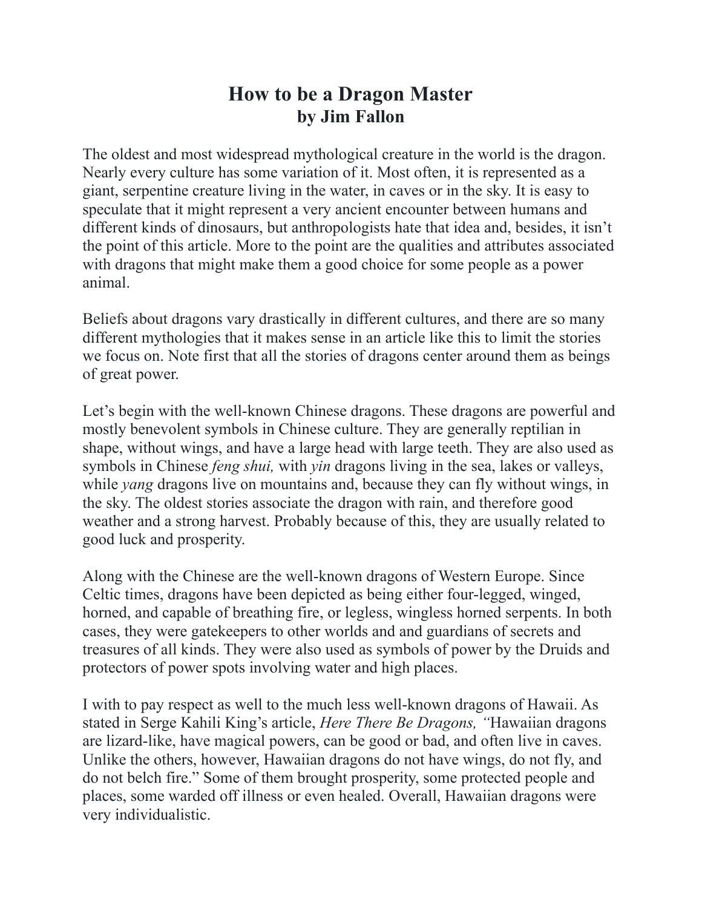# How to be a Dragon Master
## by Jim Fallon

The oldest and most widespread mythological creature in the world is the dragon. Nearly every culture has some variation of it. Most often, it is represented as a giant, serpentine creature living in the water, in caves or in the sky. It is easy to speculate that it might represent a very ancient encounter between humans and different kinds of dinosaurs, but anthropologists hate that idea and, besides, it isn't the point of this article. More to the point are the qualities and attributes associated with dragons that might make them a good choice for some people as a power animal.

Beliefs about dragons vary drastically in different cultures, and there are so many different mythologies that it makes sense in an article like this to limit the stories we focus on. Note first that all the stories of dragons center around them as beings of great power.

Let's begin with the well-known Chinese dragons. These dragons are powerful and mostly benevolent symbols in Chinese culture. They are generally reptilian in shape, without wings, and have a large head with large teeth. They are also used as symbols in Chinese *feng shui,* with *yin* dragons living in the sea, lakes or valleys, while *yang* dragons live on mountains and, because they can fly without wings, in the sky. The oldest stories associate the dragon with rain, and therefore good weather and a strong harvest. Probably because of this, they are usually related to good luck and prosperity.

Along with the Chinese are the well-known dragons of Western Europe. Since Celtic times, dragons have been depicted as being either four-legged, winged, horned, and capable of breathing fire, or legless, wingless horned serpents. In both cases, they were gatekeepers to other worlds and and guardians of secrets and treasures of all kinds. They were also used as symbols of power by the Druids and protectors of power spots involving water and high places.

I with to pay respect as well to the much less well-known dragons of Hawaii. As stated in Serge Kahili King's article, *Here There Be Dragons, "*Hawaiian dragons are lizard-like, have magical powers, can be good or bad, and often live in caves. Unlike the others, however, Hawaiian dragons do not have wings, do not fly, and do not belch fire." Some of them brought prosperity, some protected people and places, some warded off illness or even healed. Overall, Hawaiian dragons were very individualistic.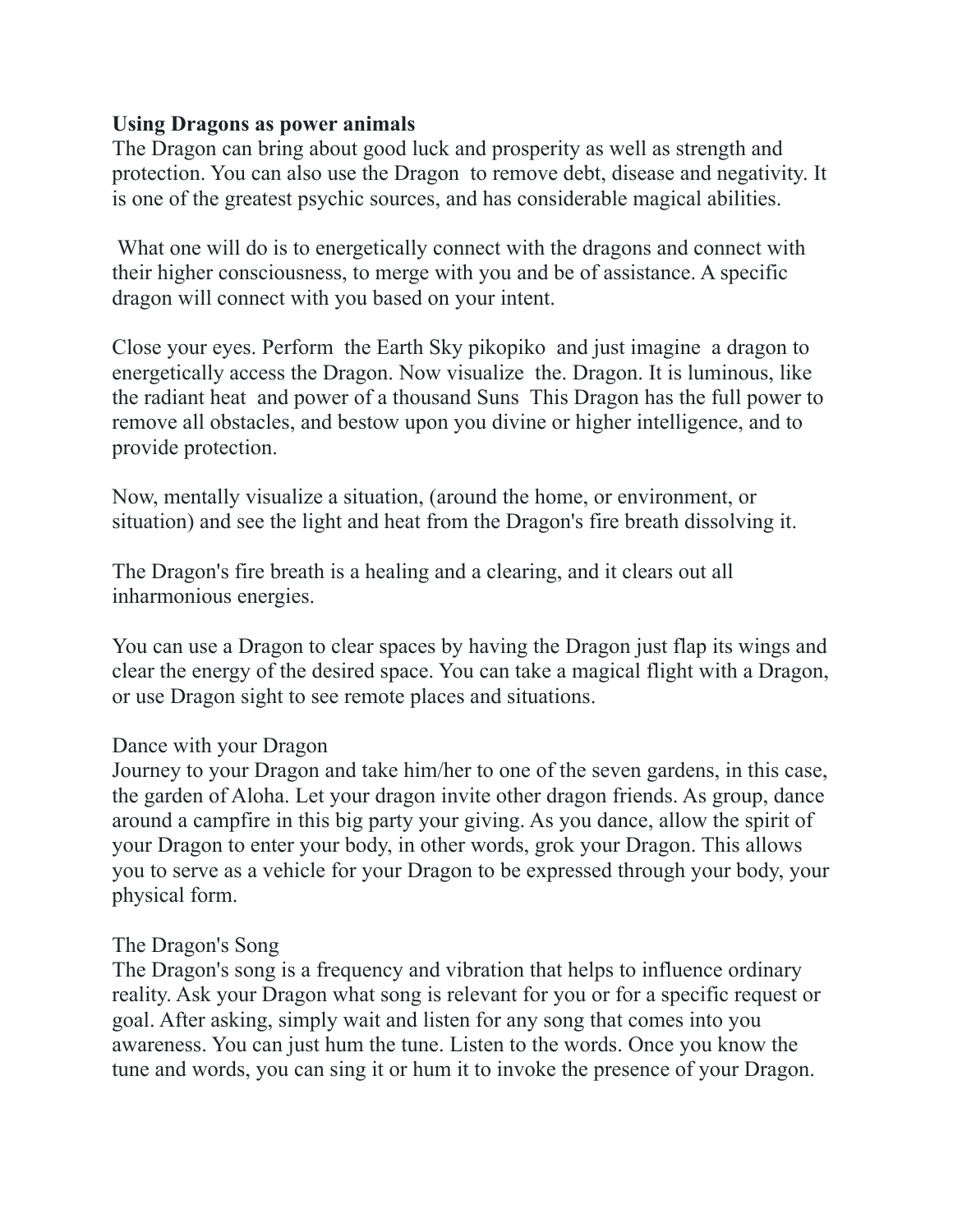**Using Dragons as power animals**

The Dragon can bring about good luck and prosperity as well as strength and protection. You can also use the Dragon to remove debt, disease and negativity. It is one of the greatest psychic sources, and has considerable magical abilities.

What one will do is to energetically connect with the dragons and connect with their higher consciousness, to merge with you and be of assistance. A specific dragon will connect with you based on your intent.

Close your eyes. Perform the Earth Sky pikopiko and just imagine a dragon to energetically access the Dragon. Now visualize the. Dragon. It is luminous, like the radiant heat and power of a thousand Suns This Dragon has the full power to remove all obstacles, and bestow upon you divine or higher intelligence, and to provide protection.

Now, mentally visualize a situation, (around the home, or environment, or situation) and see the light and heat from the Dragon's fire breath dissolving it.

The Dragon's fire breath is a healing and a clearing, and it clears out all inharmonious energies.

You can use a Dragon to clear spaces by having the Dragon just flap its wings and clear the energy of the desired space. You can take a magical flight with a Dragon, or use Dragon sight to see remote places and situations.

Dance with your Dragon

Journey to your Dragon and take him/her to one of the seven gardens, in this case, the garden of Aloha. Let your dragon invite other dragon friends. As group, dance around a campfire in this big party your giving. As you dance, allow the spirit of your Dragon to enter your body, in other words, grok your Dragon. This allows you to serve as a vehicle for your Dragon to be expressed through your body, your physical form.

The Dragon's Song

The Dragon's song is a frequency and vibration that helps to influence ordinary reality. Ask your Dragon what song is relevant for you or for a specific request or goal. After asking, simply wait and listen for any song that comes into you awareness. You can just hum the tune. Listen to the words. Once you know the tune and words, you can sing it or hum it to invoke the presence of your Dragon.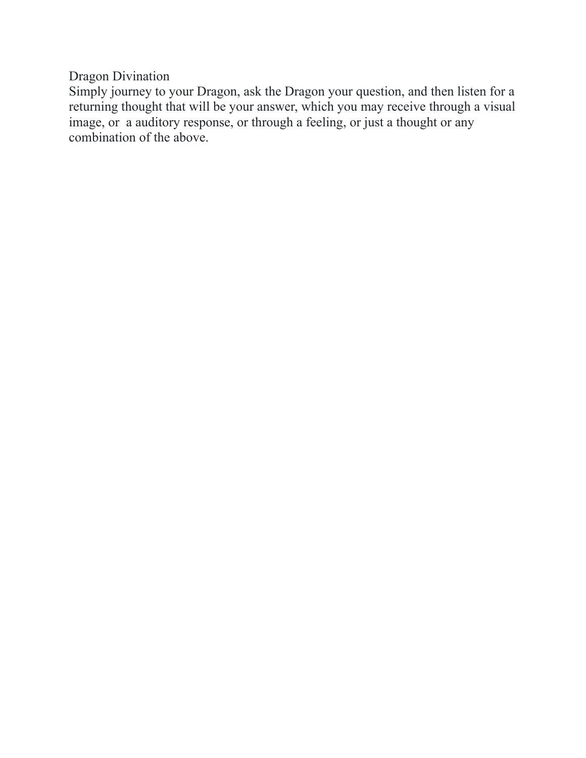Dragon Divination

Simply journey to your Dragon, ask the Dragon your question, and then listen for a returning thought that will be your answer, which you may receive through a visual image, or  a auditory response, or through a feeling, or just a thought or any combination of the above.